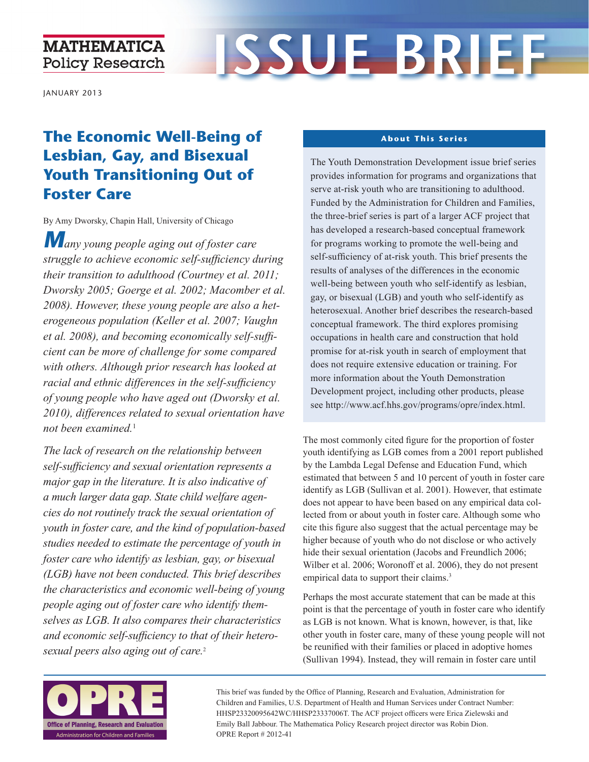MATHEMATICA Policy Research

# ISSUE BRIEF

JANUARY 2013

## The Economic Well-Being of Lesbian, Gay, and Bisexual Youth Transitioning Out of Foster Care

By Amy Dworsky, Chapin Hall, University of Chicago

*Many young people aging out of foster care struggle to achieve economic self-sufficiency during their transition to adulthood (Courtney et al. 2011; Dworsky 2005; Goerge et al. 2002; Macomber et al. 2008). However, these young people are also a heterogeneous population (Keller et al. 2007; Vaughn et al. 2008), and becoming economically self-sufficient can be more of challenge for some compared with others. Although prior research has looked at racial and ethnic differences in the self-sufficiency of young people who have aged out (Dworsky et al. 2010), differences related to sexual orientation have not been examined.*[1]

*The lack of research on the relationship between self-sufficiency and sexual orientation represents a major gap in the literature. It is also indicative of a much larger data gap. State child welfare agencies do not routinely track the sexual orientation of youth in foster care, and the kind of population-based studies needed to estimate the percentage of youth in foster care who identify as lesbian, gay, or bisexual (LGB) have not been conducted. This brief describes the characteristics and economic well-being of young people aging out of foster care who identify themselves as LGB. It also compares their characteristics and economic self-sufficiency to that of their heterosexual peers also aging out of care.*[2]

**About This Series**

The Youth Demonstration Development issue brief series provides information for programs and organizations that serve at-risk youth who are transitioning to adulthood. Funded by the Administration for Children and Families, the three-brief series is part of a larger ACF project that has developed a research-based conceptual framework for programs working to promote the well-being and self-sufficiency of at-risk youth. This brief presents the results of analyses of the differences in the economic well-being between youth who self-identify as lesbian, gay, or bisexual (LGB) and youth who self-identify as heterosexual. Another brief describes the research-based conceptual framework. The third explores promising occupations in health care and construction that hold promise for at-risk youth in search of employment that does not require extensive education or training. For more information about the Youth Demonstration Development project, including other products, please see http://www.acf.hhs.gov/programs/opre/index.html.

The most commonly cited figure for the proportion of foster youth identifying as LGB comes from a 2001 report published by the Lambda Legal Defense and Education Fund, which estimated that between 5 and 10 percent of youth in foster care identify as LGB (Sullivan et al. 2001). However, that estimate does not appear to have been based on any empirical data collected from or about youth in foster care. Although some who cite this figure also suggest that the actual percentage may be higher because of youth who do not disclose or who actively hide their sexual orientation (Jacobs and Freundlich 2006; Wilber et al. 2006; Woronoff et al. 2006), they do not present empirical data to support their claims.[3]

Perhaps the most accurate statement that can be made at this point is that the percentage of youth in foster care who identify as LGB is not known. What is known, however, is that, like other youth in foster care, many of these young people will not be reunified with their families or placed in adoptive homes (Sullivan 1994). Instead, they will remain in foster care until

OPRE — Office of Planning, Research and Evaluation — Administration for Children and Families

This brief was funded by the Office of Planning, Research and Evaluation, Administration for Children and Families, U.S. Department of Health and Human Services under Contract Number: HHSP23320095642WC/HHSP23337006T. The ACF project officers were Erica Zielewski and Emily Ball Jabbour. The Mathematica Policy Research project director was Robin Dion. OPRE Report # 2012-41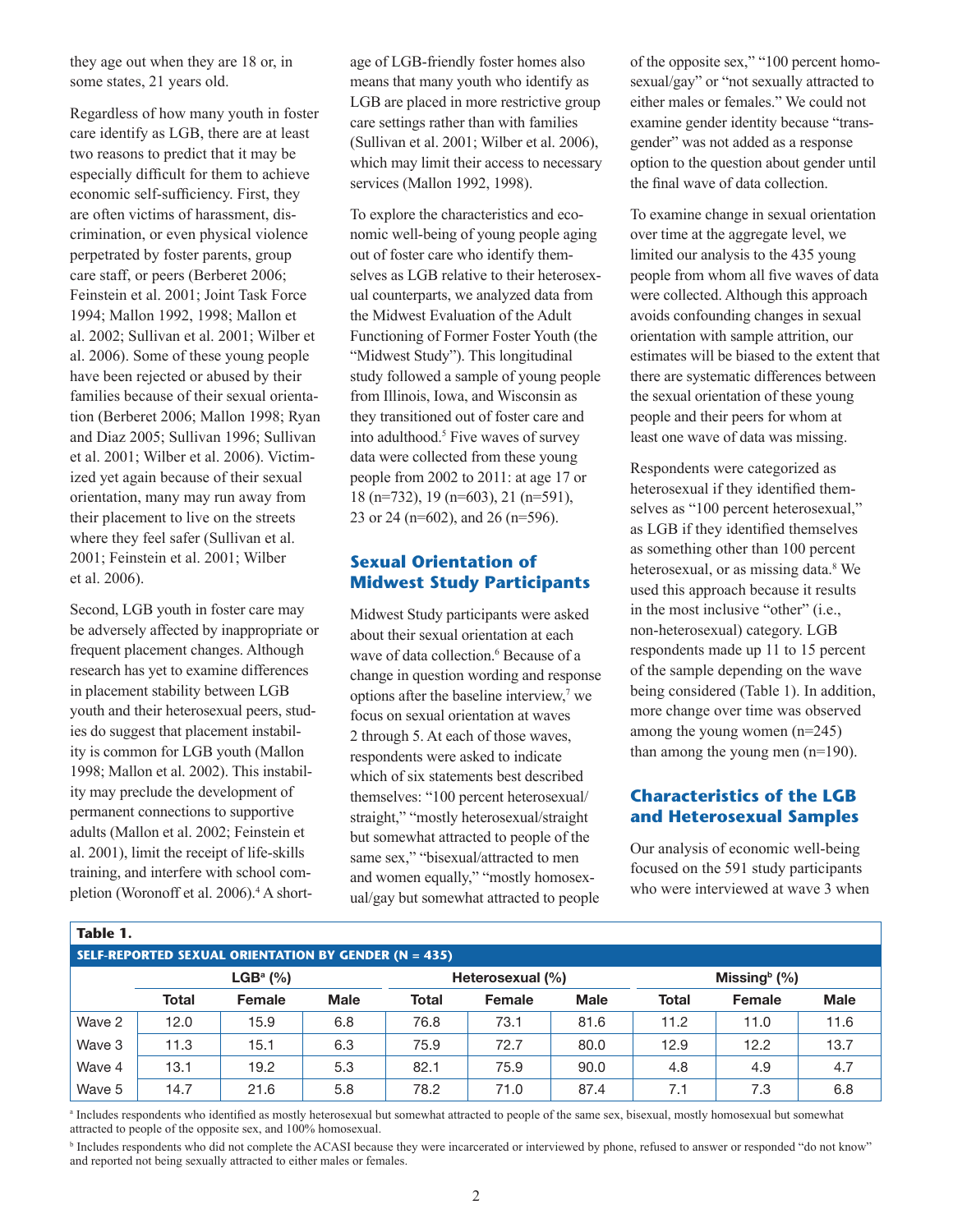they age out when they are 18 or, in some states, 21 years old.

Regardless of how many youth in foster care identify as LGB, there are at least two reasons to predict that it may be especially difficult for them to achieve economic self-sufficiency. First, they are often victims of harassment, discrimination, or even physical violence perpetrated by foster parents, group care staff, or peers (Berberet 2006; Feinstein et al. 2001; Joint Task Force 1994; Mallon 1992, 1998; Mallon et al. 2002; Sullivan et al. 2001; Wilber et al. 2006). Some of these young people have been rejected or abused by their families because of their sexual orientation (Berberet 2006; Mallon 1998; Ryan and Diaz 2005; Sullivan 1996; Sullivan et al. 2001; Wilber et al. 2006). Victimized yet again because of their sexual orientation, many may run away from their placement to live on the streets where they feel safer (Sullivan et al. 2001; Feinstein et al. 2001; Wilber et al. 2006).

Second, LGB youth in foster care may be adversely affected by inappropriate or frequent placement changes. Although research has yet to examine differences in placement stability between LGB youth and their heterosexual peers, studies do suggest that placement instability is common for LGB youth (Mallon 1998; Mallon et al. 2002). This instability may preclude the development of permanent connections to supportive adults (Mallon et al. 2002; Feinstein et al. 2001), limit the receipt of life-skills training, and interfere with school completion (Woronoff et al. 2006).[4] A shortage of LGB-friendly foster homes also means that many youth who identify as LGB are placed in more restrictive group care settings rather than with families (Sullivan et al. 2001; Wilber et al. 2006), which may limit their access to necessary services (Mallon 1992, 1998).

To explore the characteristics and economic well-being of young people aging out of foster care who identify themselves as LGB relative to their heterosexual counterparts, we analyzed data from the Midwest Evaluation of the Adult Functioning of Former Foster Youth (the "Midwest Study"). This longitudinal study followed a sample of young people from Illinois, Iowa, and Wisconsin as they transitioned out of foster care and into adulthood.[5] Five waves of survey data were collected from these young people from 2002 to 2011: at age 17 or 18 (n=732), 19 (n=603), 21 (n=591), 23 or 24 (n=602), and 26 (n=596).

## Sexual Orientation of Midwest Study Participants

Midwest Study participants were asked about their sexual orientation at each wave of data collection.[6] Because of a change in question wording and response options after the baseline interview,[7] we focus on sexual orientation at waves 2 through 5. At each of those waves, respondents were asked to indicate which of six statements best described themselves: "100 percent heterosexual/straight," "mostly heterosexual/straight but somewhat attracted to people of the same sex," "bisexual/attracted to men and women equally," "mostly homosexual/gay but somewhat attracted to people of the opposite sex," "100 percent homosexual/gay" or "not sexually attracted to either males or females." We could not examine gender identity because "transgender" was not added as a response option to the question about gender until the final wave of data collection.

To examine change in sexual orientation over time at the aggregate level, we limited our analysis to the 435 young people from whom all five waves of data were collected. Although this approach avoids confounding changes in sexual orientation with sample attrition, our estimates will be biased to the extent that there are systematic differences between the sexual orientation of these young people and their peers for whom at least one wave of data was missing.

Respondents were categorized as heterosexual if they identified themselves as "100 percent heterosexual," as LGB if they identified themselves as something other than 100 percent heterosexual, or as missing data.[8] We used this approach because it results in the most inclusive "other" (i.e., non-heterosexual) category. LGB respondents made up 11 to 15 percent of the sample depending on the wave being considered (Table 1). In addition, more change over time was observed among the young women (n=245) than among the young men (n=190).

## Characteristics of the LGB and Heterosexual Samples

Our analysis of economic well-being focused on the 591 study participants who were interviewed at wave 3 when

**Table 1.**

**SELF-REPORTED SEXUAL ORIENTATION BY GENDER (N = 435)**

| | LGB[a] (%) | | | Heterosexual (%) | | | Missing[b] (%) | | |
|---|---|---|---|---|---|---|---|---|---|
| | Total | Female | Male | Total | Female | Male | Total | Female | Male |
| Wave 2 | 12.0 | 15.9 | 6.8 | 76.8 | 73.1 | 81.6 | 11.2 | 11.0 | 11.6 |
| Wave 3 | 11.3 | 15.1 | 6.3 | 75.9 | 72.7 | 80.0 | 12.9 | 12.2 | 13.7 |
| Wave 4 | 13.1 | 19.2 | 5.3 | 82.1 | 75.9 | 90.0 | 4.8 | 4.9 | 4.7 |
| Wave 5 | 14.7 | 21.6 | 5.8 | 78.2 | 71.0 | 87.4 | 7.1 | 7.3 | 6.8 |

[a] Includes respondents who identified as mostly heterosexual but somewhat attracted to people of the same sex, bisexual, mostly homosexual but somewhat attracted to people of the opposite sex, and 100% homosexual.

[b] Includes respondents who did not complete the ACASI because they were incarcerated or interviewed by phone, refused to answer or responded "do not know" and reported not being sexually attracted to either males or females.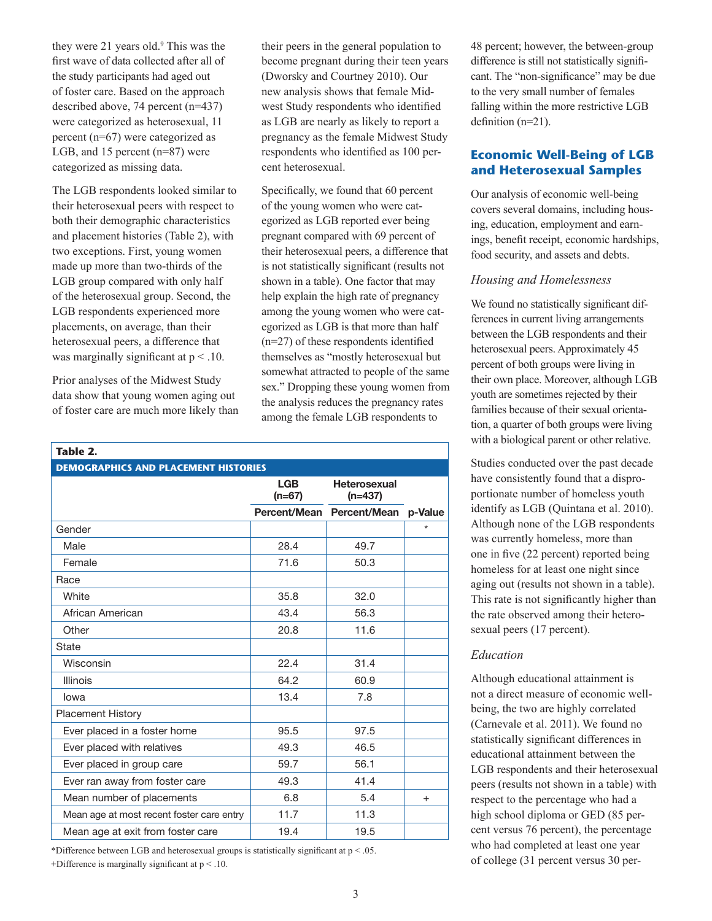they were 21 years old.[9] This was the first wave of data collected after all of the study participants had aged out of foster care. Based on the approach described above, 74 percent (n=437) were categorized as heterosexual, 11 percent (n=67) were categorized as LGB, and 15 percent (n=87) were categorized as missing data.

The LGB respondents looked similar to their heterosexual peers with respect to both their demographic characteristics and placement histories (Table 2), with two exceptions. First, young women made up more than two-thirds of the LGB group compared with only half of the heterosexual group. Second, the LGB respondents experienced more placements, on average, than their heterosexual peers, a difference that was marginally significant at $p < .10$.

Prior analyses of the Midwest Study data show that young women aging out of foster care are much more likely than their peers in the general population to become pregnant during their teen years (Dworsky and Courtney 2010). Our new analysis shows that female Midwest Study respondents who identified as LGB are nearly as likely to report a pregnancy as the female Midwest Study respondents who identified as 100 percent heterosexual.

Specifically, we found that 60 percent of the young women who were categorized as LGB reported ever being pregnant compared with 69 percent of their heterosexual peers, a difference that is not statistically significant (results not shown in a table). One factor that may help explain the high rate of pregnancy among the young women who were categorized as LGB is that more than half (n=27) of these respondents identified themselves as "mostly heterosexual but somewhat attracted to people of the same sex." Dropping these young women from the analysis reduces the pregnancy rates among the female LGB respondents to 48 percent; however, the between-group difference is still not statistically significant. The "non-significance" may be due to the very small number of females falling within the more restrictive LGB definition (n=21).

**Table 2.**

**DEMOGRAPHICS AND PLACEMENT HISTORIES**

| | LGB (n=67) | Heterosexual (n=437) | |
|---|---|---|---|
| | Percent/Mean | Percent/Mean | p-Value |
| Gender | | | * |
| Male | 28.4 | 49.7 | |
| Female | 71.6 | 50.3 | |
| Race | | | |
| White | 35.8 | 32.0 | |
| African American | 43.4 | 56.3 | |
| Other | 20.8 | 11.6 | |
| State | | | |
| Wisconsin | 22.4 | 31.4 | |
| Illinois | 64.2 | 60.9 | |
| Iowa | 13.4 | 7.8 | |
| Placement History | | | |
| Ever placed in a foster home | 95.5 | 97.5 | |
| Ever placed with relatives | 49.3 | 46.5 | |
| Ever placed in group care | 59.7 | 56.1 | |
| Ever ran away from foster care | 49.3 | 41.4 | |
| Mean number of placements | 6.8 | 5.4 | + |
| Mean age at most recent foster care entry | 11.7 | 11.3 | |
| Mean age at exit from foster care | 19.4 | 19.5 | |

*Difference between LGB and heterosexual groups is statistically significant at $p < .05$.
+Difference is marginally significant at $p < .10$.

## Economic Well-Being of LGB and Heterosexual Samples

Our analysis of economic well-being covers several domains, including housing, education, employment and earnings, benefit receipt, economic hardships, food security, and assets and debts.

### *Housing and Homelessness*

We found no statistically significant differences in current living arrangements between the LGB respondents and their heterosexual peers. Approximately 45 percent of both groups were living in their own place. Moreover, although LGB youth are sometimes rejected by their families because of their sexual orientation, a quarter of both groups were living with a biological parent or other relative.

Studies conducted over the past decade have consistently found that a disproportionate number of homeless youth identify as LGB (Quintana et al. 2010). Although none of the LGB respondents was currently homeless, more than one in five (22 percent) reported being homeless for at least one night since aging out (results not shown in a table). This rate is not significantly higher than the rate observed among their heterosexual peers (17 percent).

### *Education*

Although educational attainment is not a direct measure of economic well-being, the two are highly correlated (Carnevale et al. 2011). We found no statistically significant differences in educational attainment between the LGB respondents and their heterosexual peers (results not shown in a table) with respect to the percentage who had a high school diploma or GED (85 percent versus 76 percent), the percentage who had completed at least one year of college (31 percent versus 30 per-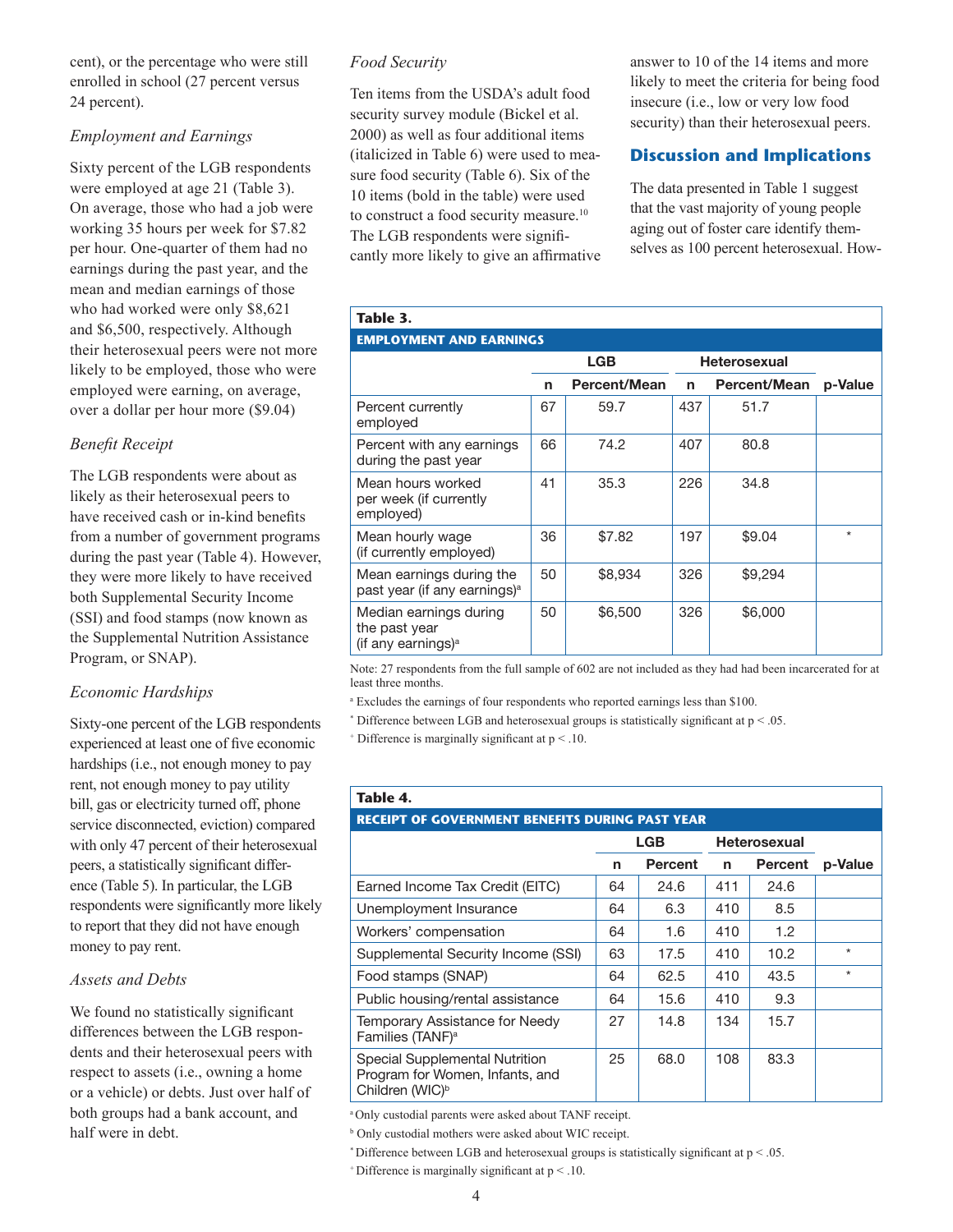cent), or the percentage who were still enrolled in school (27 percent versus 24 percent).

### *Employment and Earnings*

Sixty percent of the LGB respondents were employed at age 21 (Table 3). On average, those who had a job were working 35 hours per week for $7.82 per hour. One-quarter of them had no earnings during the past year, and the mean and median earnings of those who had worked were only $8,621 and $6,500, respectively. Although their heterosexual peers were not more likely to be employed, those who were employed were earning, on average, over a dollar per hour more ($9.04)

### *Benefit Receipt*

The LGB respondents were about as likely as their heterosexual peers to have received cash or in-kind benefits from a number of government programs during the past year (Table 4). However, they were more likely to have received both Supplemental Security Income (SSI) and food stamps (now known as the Supplemental Nutrition Assistance Program, or SNAP).

### *Economic Hardships*

Sixty-one percent of the LGB respondents experienced at least one of five economic hardships (i.e., not enough money to pay rent, not enough money to pay utility bill, gas or electricity turned off, phone service disconnected, eviction) compared with only 47 percent of their heterosexual peers, a statistically significant difference (Table 5). In particular, the LGB respondents were significantly more likely to report that they did not have enough money to pay rent.

### *Assets and Debts*

We found no statistically significant differences between the LGB respondents and their heterosexual peers with respect to assets (i.e., owning a home or a vehicle) or debts. Just over half of both groups had a bank account, and half were in debt.

### *Food Security*

Ten items from the USDA's adult food security survey module (Bickel et al. 2000) as well as four additional items (italicized in Table 6) were used to measure food security (Table 6). Six of the 10 items (bold in the table) were used to construct a food security measure.[10] The LGB respondents were significantly more likely to give an affirmative answer to 10 of the 14 items and more likely to meet the criteria for being food insecure (i.e., low or very low food security) than their heterosexual peers.

## Discussion and Implications

The data presented in Table 1 suggest that the vast majority of young people aging out of foster care identify themselves as 100 percent heterosexual. How-

**Table 3.**

**EMPLOYMENT AND EARNINGS**

| | LGB | | Heterosexual | | |
|---|---|---|---|---|---|
| | n | Percent/Mean | n | Percent/Mean | p-Value |
| Percent currently employed | 67 | 59.7 | 437 | 51.7 | |
| Percent with any earnings during the past year | 66 | 74.2 | 407 | 80.8 | |
| Mean hours worked per week (if currently employed) | 41 | 35.3 | 226 | 34.8 | |
| Mean hourly wage (if currently employed) | 36 | $7.82 | 197 | $9.04 | * |
| Mean earnings during the past year (if any earnings)[a] | 50 | $8,934 | 326 | $9,294 | |
| Median earnings during the past year (if any earnings)[a] | 50 | $6,500 | 326 | $6,000 | |

Note: 27 respondents from the full sample of 602 are not included as they had had been incarcerated for at least three months.

[a] Excludes the earnings of four respondents who reported earnings less than $100.

* Difference between LGB and heterosexual groups is statistically significant at $p < .05$.

+ Difference is marginally significant at $p < .10$.

**Table 4.**

**RECEIPT OF GOVERNMENT BENEFITS DURING PAST YEAR**

| | LGB | | Heterosexual | | |
|---|---|---|---|---|---|
| | n | Percent | n | Percent | p-Value |
| Earned Income Tax Credit (EITC) | 64 | 24.6 | 411 | 24.6 | |
| Unemployment Insurance | 64 | 6.3 | 410 | 8.5 | |
| Workers' compensation | 64 | 1.6 | 410 | 1.2 | |
| Supplemental Security Income (SSI) | 63 | 17.5 | 410 | 10.2 | * |
| Food stamps (SNAP) | 64 | 62.5 | 410 | 43.5 | * |
| Public housing/rental assistance | 64 | 15.6 | 410 | 9.3 | |
| Temporary Assistance for Needy Families (TANF)[a] | 27 | 14.8 | 134 | 15.7 | |
| Special Supplemental Nutrition Program for Women, Infants, and Children (WIC)[b] | 25 | 68.0 | 108 | 83.3 | |

[a] Only custodial parents were asked about TANF receipt.

[b] Only custodial mothers were asked about WIC receipt.

* Difference between LGB and heterosexual groups is statistically significant at $p < .05$.

+ Difference is marginally significant at $p < .10$.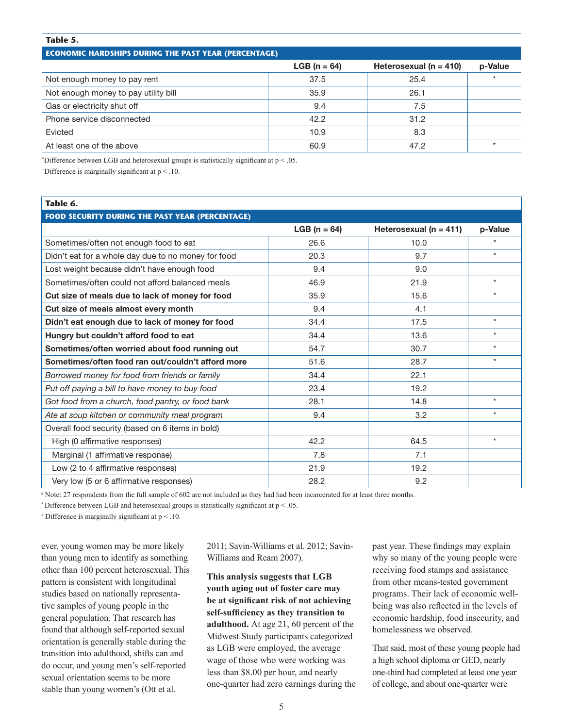**Table 5.**

**ECONOMIC HARDSHIPS DURING THE PAST YEAR (PERCENTAGE)**

| | LGB (n = 64) | Heterosexual (n = 410) | p-Value |
|---|---|---|---|
| Not enough money to pay rent | 37.5 | 25.4 | * |
| Not enough money to pay utility bill | 35.9 | 26.1 | |
| Gas or electricity shut off | 9.4 | 7.5 | |
| Phone service disconnected | 42.2 | 31.2 | |
| Evicted | 10.9 | 8.3 | |
| At least one of the above | 60.9 | 47.2 | * |

*Difference between LGB and heterosexual groups is statistically significant at $p < .05$.

+Difference is marginally significant at $p < .10$.

**Table 6.**

**FOOD SECURITY DURING THE PAST YEAR (PERCENTAGE)**

| | LGB (n = 64) | Heterosexual (n = 411) | p-Value |
|---|---|---|---|
| Sometimes/often not enough food to eat | 26.6 | 10.0 | * |
| Didn't eat for a whole day due to no money for food | 20.3 | 9.7 | * |
| Lost weight because didn't have enough food | 9.4 | 9.0 | |
| Sometimes/often could not afford balanced meals | 46.9 | 21.9 | * |
| **Cut size of meals due to lack of money for food** | 35.9 | 15.6 | * |
| **Cut size of meals almost every month** | 9.4 | 4.1 | |
| **Didn't eat enough due to lack of money for food** | 34.4 | 17.5 | * |
| **Hungry but couldn't afford food to eat** | 34.4 | 13.6 | * |
| **Sometimes/often worried about food running out** | 54.7 | 30.7 | * |
| **Sometimes/often food ran out/couldn't afford more** | 51.6 | 28.7 | * |
| *Borrowed money for food from friends or family* | 34.4 | 22.1 | |
| *Put off paying a bill to have money to buy food* | 23.4 | 19.2 | |
| *Got food from a church, food pantry, or food bank* | 28.1 | 14.8 | * |
| *Ate at soup kitchen or community meal program* | 9.4 | 3.2 | * |
| Overall food security (based on 6 items in bold) | | | |
| High (0 affirmative responses) | 42.2 | 64.5 | * |
| Marginal (1 affirmative response) | 7.8 | 7.1 | |
| Low (2 to 4 affirmative responses) | 21.9 | 19.2 | |
| Very low (5 or 6 affirmative responses) | 28.2 | 9.2 | |

[a] Note: 27 respondents from the full sample of 602 are not included as they had had been incarcerated for at least three months.

*Difference between LGB and heterosexual groups is statistically significant at $p < .05$.

+ Difference is marginally significant at $p < .10$.

ever, young women may be more likely than young men to identify as something other than 100 percent heterosexual. This pattern is consistent with longitudinal studies based on nationally representative samples of young people in the general population. That research has found that although self-reported sexual orientation is generally stable during the transition into adulthood, shifts can and do occur, and young men's self-reported sexual orientation seems to be more stable than young women's (Ott et al. 2011; Savin-Williams et al. 2012; Savin-Williams and Ream 2007).

**This analysis suggests that LGB youth aging out of foster care may be at significant risk of not achieving self-sufficiency as they transition to adulthood.** At age 21, 60 percent of the Midwest Study participants categorized as LGB were employed, the average wage of those who were working was less than $8.00 per hour, and nearly one-quarter had zero earnings during the past year. These findings may explain why so many of the young people were receiving food stamps and assistance from other means-tested government programs. Their lack of economic well-being was also reflected in the levels of economic hardship, food insecurity, and homelessness we observed.

That said, most of these young people had a high school diploma or GED, nearly one-third had completed at least one year of college, and about one-quarter were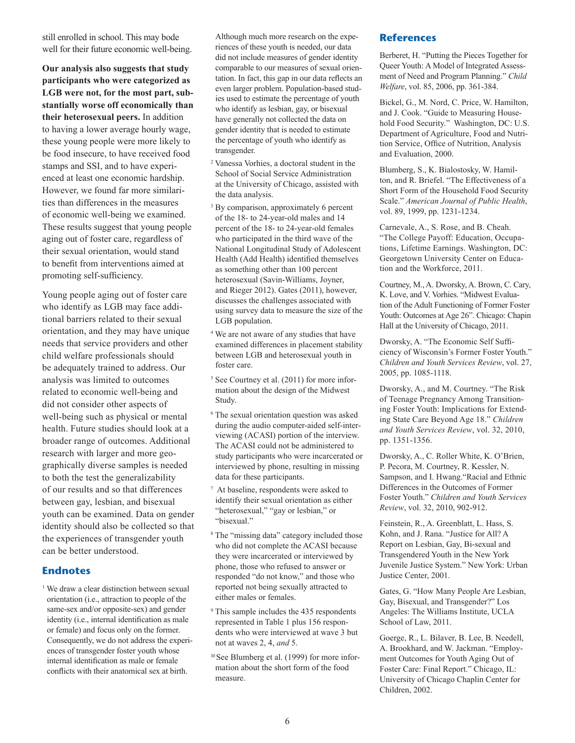still enrolled in school. This may bode well for their future economic well-being.

**Our analysis also suggests that study participants who were categorized as LGB were not, for the most part, substantially worse off economically than their heterosexual peers.** In addition to having a lower average hourly wage, these young people were more likely to be food insecure, to have received food stamps and SSI, and to have experienced at least one economic hardship. However, we found far more similarities than differences in the measures of economic well-being we examined. These results suggest that young people aging out of foster care, regardless of their sexual orientation, would stand to benefit from interventions aimed at promoting self-sufficiency.

Young people aging out of foster care who identify as LGB may face additional barriers related to their sexual orientation, and they may have unique needs that service providers and other child welfare professionals should be adequately trained to address. Our analysis was limited to outcomes related to economic well-being and did not consider other aspects of well-being such as physical or mental health. Future studies should look at a broader range of outcomes. Additional research with larger and more geographically diverse samples is needed to both the test the generalizability of our results and so that differences between gay, lesbian, and bisexual youth can be examined. Data on gender identity should also be collected so that the experiences of transgender youth can be better understood.

## Endnotes

[1] We draw a clear distinction between sexual orientation (i.e., attraction to people of the same-sex and/or opposite-sex) and gender identity (i.e., internal identification as male or female) and focus only on the former. Consequently, we do not address the experiences of transgender foster youth whose internal identification as male or female conflicts with their anatomical sex at birth. Although much more research on the experiences of these youth is needed, our data did not include measures of gender identity comparable to our measures of sexual orientation. In fact, this gap in our data reflects an even larger problem. Population-based studies used to estimate the percentage of youth who identify as lesbian, gay, or bisexual have generally not collected the data on gender identity that is needed to estimate the percentage of youth who identify as transgender.

[2] Vanessa Vorhies, a doctoral student in the School of Social Service Administration at the University of Chicago, assisted with the data analysis.

[3] By comparison, approximately 6 percent of the 18- to 24-year-old males and 14 percent of the 18- to 24-year-old females who participated in the third wave of the National Longitudinal Study of Adolescent Health (Add Health) identified themselves as something other than 100 percent heterosexual (Savin-Williams, Joyner, and Rieger 2012). Gates (2011), however, discusses the challenges associated with using survey data to measure the size of the LGB population.

[4] We are not aware of any studies that have examined differences in placement stability between LGB and heterosexual youth in foster care.

[5] See Courtney et al. (2011) for more information about the design of the Midwest Study.

[6] The sexual orientation question was asked during the audio computer-aided self-interviewing (ACASI) portion of the interview. The ACASI could not be administered to study participants who were incarcerated or interviewed by phone, resulting in missing data for these participants.

[7] At baseline, respondents were asked to identify their sexual orientation as either "heterosexual," "gay or lesbian," or "bisexual."

[8] The "missing data" category included those who did not complete the ACASI because they were incarcerated or interviewed by phone, those who refused to answer or responded "do not know," and those who reported not being sexually attracted to either males or females.

[9] This sample includes the 435 respondents represented in Table 1 plus 156 respondents who were interviewed at wave 3 but not at waves 2, 4, *and* 5.

[10] See Blumberg et al. (1999) for more information about the short form of the food measure.

## References

Berberet, H. "Putting the Pieces Together for Queer Youth: A Model of Integrated Assessment of Need and Program Planning." *Child Welfare*, vol. 85, 2006, pp. 361-384.

Bickel, G., M. Nord, C. Price, W. Hamilton, and J. Cook. "Guide to Measuring Household Food Security." Washington, DC: U.S. Department of Agriculture, Food and Nutrition Service, Office of Nutrition, Analysis and Evaluation, 2000.

Blumberg, S., K. Bialostosky, W. Hamilton, and R. Briefel. "The Effectiveness of a Short Form of the Household Food Security Scale." *American Journal of Public Health*, vol. 89, 1999, pp. 1231-1234.

Carnevale, A., S. Rose, and B. Cheah. "The College Payoff: Education, Occupations, Lifetime Earnings. Washington, DC: Georgetown University Center on Education and the Workforce, 2011.

Courtney, M., A. Dworsky, A. Brown, C. Cary, K. Love, and V. Vorhies. "Midwest Evaluation of the Adult Functioning of Former Foster Youth: Outcomes at Age 26". Chicago: Chapin Hall at the University of Chicago, 2011.

Dworsky, A. "The Economic Self Sufficiency of Wisconsin's Former Foster Youth." *Children and Youth Services Review*, vol. 27, 2005, pp. 1085-1118.

Dworsky, A., and M. Courtney. "The Risk of Teenage Pregnancy Among Transitioning Foster Youth: Implications for Extending State Care Beyond Age 18." *Children and Youth Services Review*, vol. 32, 2010, pp. 1351-1356.

Dworsky, A., C. Roller White, K. O'Brien, P. Pecora, M. Courtney, R. Kessler, N. Sampson, and I. Hwang."Racial and Ethnic Differences in the Outcomes of Former Foster Youth." *Children and Youth Services Review*, vol. 32, 2010, 902-912.

Feinstein, R., A. Greenblatt, L. Hass, S. Kohn, and J. Rana. "Justice for All? A Report on Lesbian, Gay, Bi-sexual and Transgendered Youth in the New York Juvenile Justice System." New York: Urban Justice Center, 2001.

Gates, G. "How Many People Are Lesbian, Gay, Bisexual, and Transgender?" Los Angeles: The Williams Institute, UCLA School of Law, 2011.

Goerge, R., L. Bilaver, B. Lee, B. Needell, A. Brookhard, and W. Jackman. "Employment Outcomes for Youth Aging Out of Foster Care: Final Report." Chicago, IL: University of Chicago Chaplin Center for Children, 2002.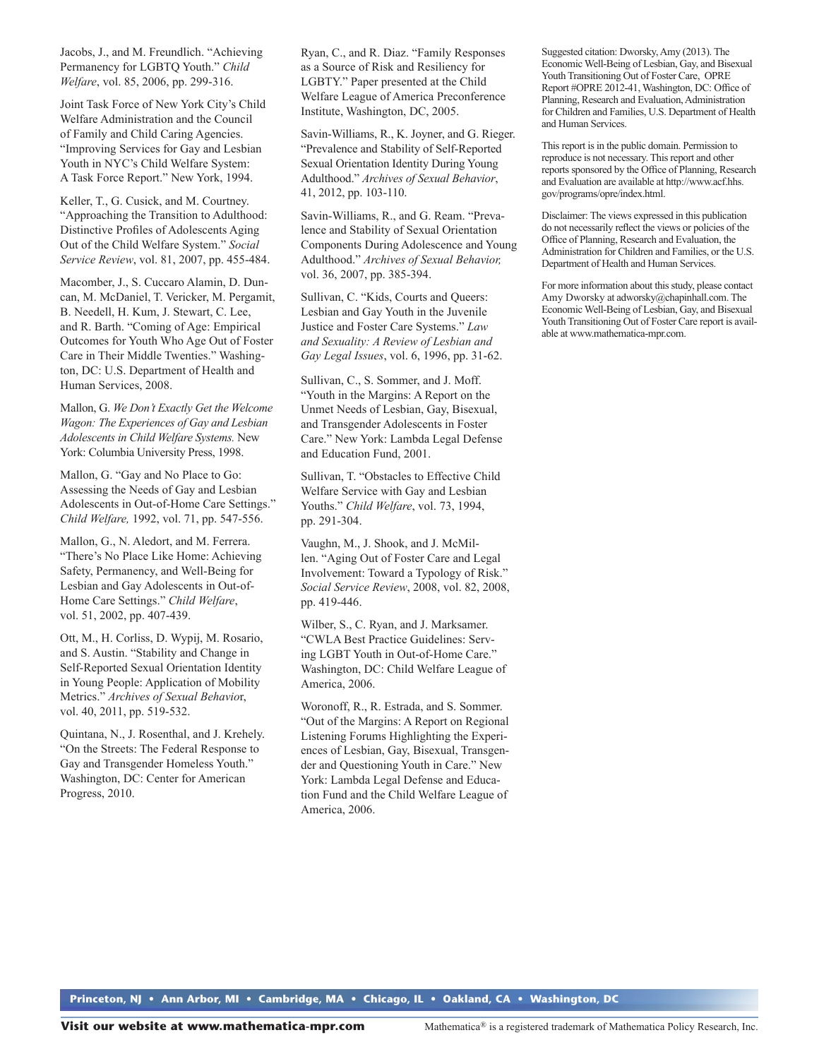Jacobs, J., and M. Freundlich. "Achieving Permanency for LGBTQ Youth." *Child Welfare*, vol. 85, 2006, pp. 299-316.

Joint Task Force of New York City's Child Welfare Administration and the Council of Family and Child Caring Agencies. "Improving Services for Gay and Lesbian Youth in NYC's Child Welfare System: A Task Force Report." New York, 1994.

Keller, T., G. Cusick, and M. Courtney. "Approaching the Transition to Adulthood: Distinctive Profiles of Adolescents Aging Out of the Child Welfare System." *Social Service Review*, vol. 81, 2007, pp. 455-484.

Macomber, J., S. Cuccaro Alamin, D. Duncan, M. McDaniel, T. Vericker, M. Pergamit, B. Needell, H. Kum, J. Stewart, C. Lee, and R. Barth. "Coming of Age: Empirical Outcomes for Youth Who Age Out of Foster Care in Their Middle Twenties." Washington, DC: U.S. Department of Health and Human Services, 2008.

Mallon, G. *We Don't Exactly Get the Welcome Wagon: The Experiences of Gay and Lesbian Adolescents in Child Welfare Systems.* New York: Columbia University Press, 1998.

Mallon, G. "Gay and No Place to Go: Assessing the Needs of Gay and Lesbian Adolescents in Out-of-Home Care Settings." *Child Welfare,* 1992, vol. 71, pp. 547-556.

Mallon, G., N. Aledort, and M. Ferrera. "There's No Place Like Home: Achieving Safety, Permanency, and Well-Being for Lesbian and Gay Adolescents in Out-of-Home Care Settings." *Child Welfare*, vol. 51, 2002, pp. 407-439.

Ott, M., H. Corliss, D. Wypij, M. Rosario, and S. Austin. "Stability and Change in Self-Reported Sexual Orientation Identity in Young People: Application of Mobility Metrics." *Archives of Sexual Behavior*, vol. 40, 2011, pp. 519-532.

Quintana, N., J. Rosenthal, and J. Krehely. "On the Streets: The Federal Response to Gay and Transgender Homeless Youth." Washington, DC: Center for American Progress, 2010.

Ryan, C., and R. Diaz. "Family Responses as a Source of Risk and Resiliency for LGBTY." Paper presented at the Child Welfare League of America Preconference Institute, Washington, DC, 2005.

Savin-Williams, R., K. Joyner, and G. Rieger. "Prevalence and Stability of Self-Reported Sexual Orientation Identity During Young Adulthood." *Archives of Sexual Behavior*, 41, 2012, pp. 103-110.

Savin-Williams, R., and G. Ream. "Prevalence and Stability of Sexual Orientation Components During Adolescence and Young Adulthood." *Archives of Sexual Behavior,* vol. 36, 2007, pp. 385-394.

Sullivan, C. "Kids, Courts and Queers: Lesbian and Gay Youth in the Juvenile Justice and Foster Care Systems." *Law and Sexuality: A Review of Lesbian and Gay Legal Issues*, vol. 6, 1996, pp. 31-62.

Sullivan, C., S. Sommer, and J. Moff. "Youth in the Margins: A Report on the Unmet Needs of Lesbian, Gay, Bisexual, and Transgender Adolescents in Foster Care." New York: Lambda Legal Defense and Education Fund, 2001.

Sullivan, T. "Obstacles to Effective Child Welfare Service with Gay and Lesbian Youths." *Child Welfare*, vol. 73, 1994, pp. 291-304.

Vaughn, M., J. Shook, and J. McMillen. "Aging Out of Foster Care and Legal Involvement: Toward a Typology of Risk." *Social Service Review*, 2008, vol. 82, 2008, pp. 419-446.

Wilber, S., C. Ryan, and J. Marksamer. "CWLA Best Practice Guidelines: Serving LGBT Youth in Out-of-Home Care." Washington, DC: Child Welfare League of America, 2006.

Woronoff, R., R. Estrada, and S. Sommer. "Out of the Margins: A Report on Regional Listening Forums Highlighting the Experiences of Lesbian, Gay, Bisexual, Transgender and Questioning Youth in Care." New York: Lambda Legal Defense and Education Fund and the Child Welfare League of America, 2006.

Suggested citation: Dworsky, Amy (2013). The Economic Well-Being of Lesbian, Gay, and Bisexual Youth Transitioning Out of Foster Care, OPRE Report #OPRE 2012-41, Washington, DC: Office of Planning, Research and Evaluation, Administration for Children and Families, U.S. Department of Health and Human Services.

This report is in the public domain. Permission to reproduce is not necessary. This report and other reports sponsored by the Office of Planning, Research and Evaluation are available at http://www.acf.hhs.gov/programs/opre/index.html.

Disclaimer: The views expressed in this publication do not necessarily reflect the views or policies of the Office of Planning, Research and Evaluation, the Administration for Children and Families, or the U.S. Department of Health and Human Services.

For more information about this study, please contact Amy Dworsky at adworsky@chapinhall.com. The Economic Well-Being of Lesbian, Gay, and Bisexual Youth Transitioning Out of Foster Care report is available at www.mathematica-mpr.com.

**Princeton, NJ • Ann Arbor, MI • Cambridge, MA • Chicago, IL • Oakland, CA • Washington, DC**

**Visit our website at www.mathematica-mpr.com**

Mathematica® is a registered trademark of Mathematica Policy Research, Inc.